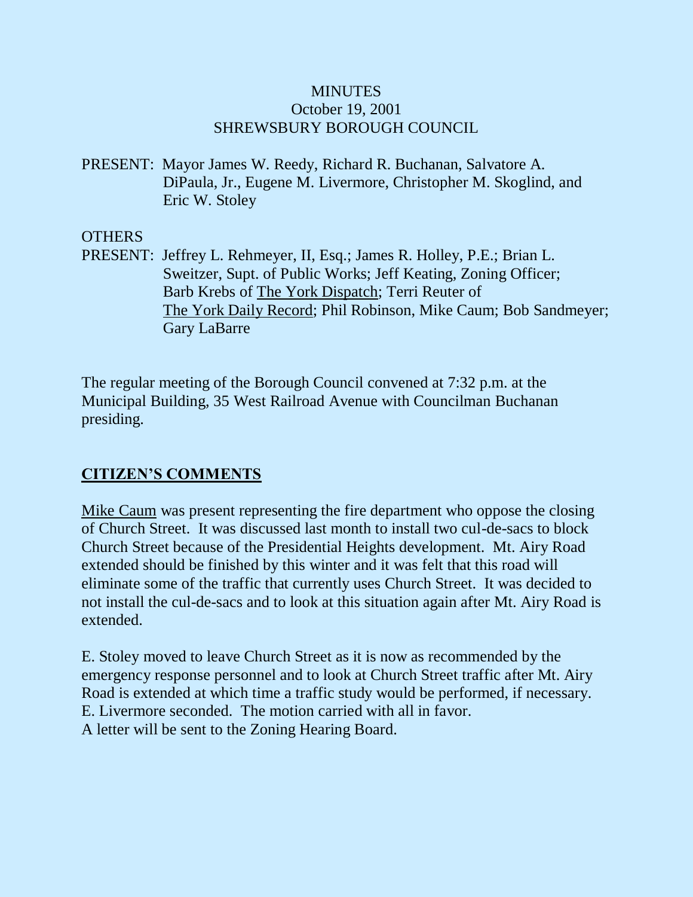MINUTES
October 19, 2001
SHREWSBURY BOROUGH COUNCIL

PRESENT: Mayor James W. Reedy, Richard R. Buchanan, Salvatore A. DiPaula, Jr., Eugene M. Livermore, Christopher M. Skoglind, and Eric W. Stoley

OTHERS
PRESENT: Jeffrey L. Rehmeyer, II, Esq.; James R. Holley, P.E.; Brian L. Sweitzer, Supt. of Public Works; Jeff Keating, Zoning Officer; Barb Krebs of The York Dispatch; Terri Reuter of The York Daily Record; Phil Robinson, Mike Caum; Bob Sandmeyer; Gary LaBarre

The regular meeting of the Borough Council convened at 7:32 p.m. at the Municipal Building, 35 West Railroad Avenue with Councilman Buchanan presiding.

## CITIZEN'S COMMENTS

Mike Caum was present representing the fire department who oppose the closing of Church Street. It was discussed last month to install two cul-de-sacs to block Church Street because of the Presidential Heights development. Mt. Airy Road extended should be finished by this winter and it was felt that this road will eliminate some of the traffic that currently uses Church Street. It was decided to not install the cul-de-sacs and to look at this situation again after Mt. Airy Road is extended.

E. Stoley moved to leave Church Street as it is now as recommended by the emergency response personnel and to look at Church Street traffic after Mt. Airy Road is extended at which time a traffic study would be performed, if necessary. E. Livermore seconded. The motion carried with all in favor.
A letter will be sent to the Zoning Hearing Board.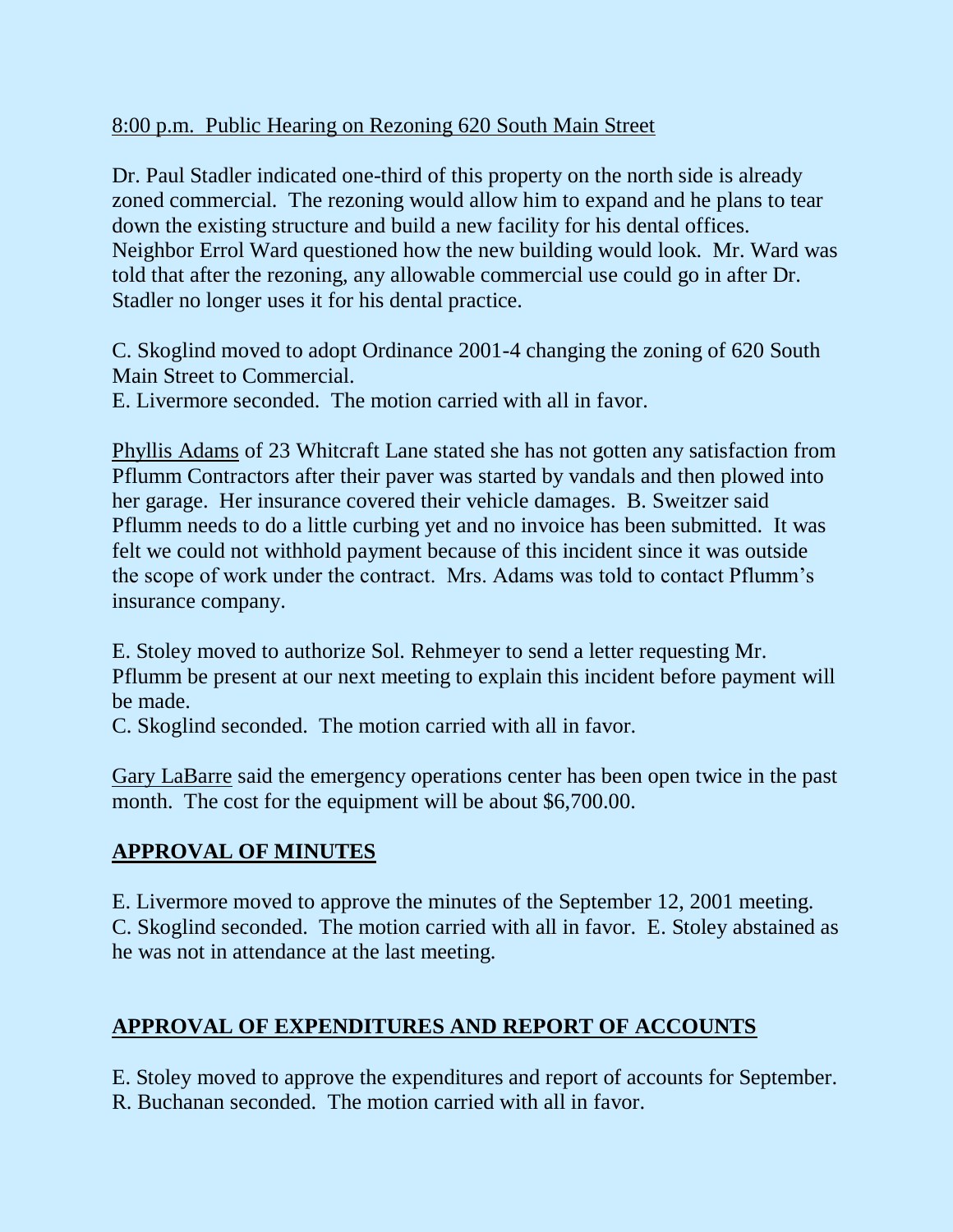<u>8:00 p.m. Public Hearing on Rezoning 620 South Main Street</u>

Dr. Paul Stadler indicated one-third of this property on the north side is already zoned commercial. The rezoning would allow him to expand and he plans to tear down the existing structure and build a new facility for his dental offices. Neighbor Errol Ward questioned how the new building would look. Mr. Ward was told that after the rezoning, any allowable commercial use could go in after Dr. Stadler no longer uses it for his dental practice.

C. Skoglind moved to adopt Ordinance 2001-4 changing the zoning of 620 South Main Street to Commercial.
E. Livermore seconded. The motion carried with all in favor.

<u>Phyllis Adams</u> of 23 Whitcraft Lane stated she has not gotten any satisfaction from Pflumm Contractors after their paver was started by vandals and then plowed into her garage. Her insurance covered their vehicle damages. B. Sweitzer said Pflumm needs to do a little curbing yet and no invoice has been submitted. It was felt we could not withhold payment because of this incident since it was outside the scope of work under the contract. Mrs. Adams was told to contact Pflumm's insurance company.

E. Stoley moved to authorize Sol. Rehmeyer to send a letter requesting Mr. Pflumm be present at our next meeting to explain this incident before payment will be made.
C. Skoglind seconded. The motion carried with all in favor.

<u>Gary LaBarre</u> said the emergency operations center has been open twice in the past month. The cost for the equipment will be about $6,700.00.

## APPROVAL OF MINUTES

E. Livermore moved to approve the minutes of the September 12, 2001 meeting.
C. Skoglind seconded. The motion carried with all in favor. E. Stoley abstained as he was not in attendance at the last meeting.

## APPROVAL OF EXPENDITURES AND REPORT OF ACCOUNTS

E. Stoley moved to approve the expenditures and report of accounts for September.
R. Buchanan seconded. The motion carried with all in favor.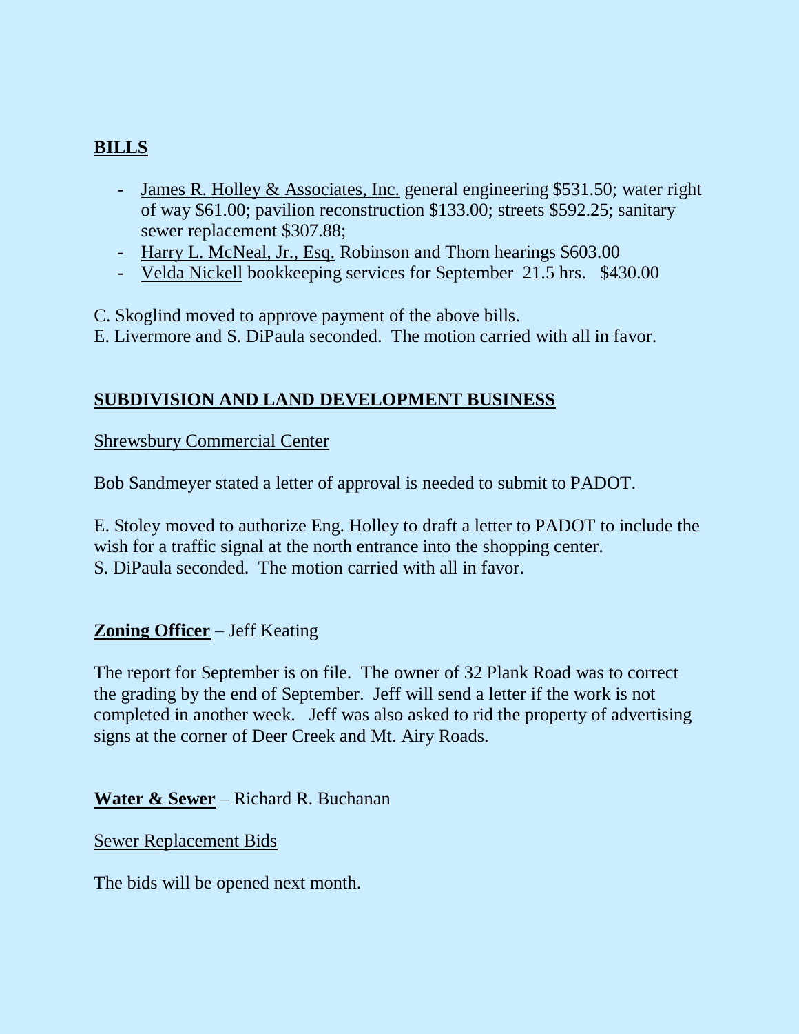## BILLS

- James R. Holley & Associates, Inc. general engineering $531.50; water right of way $61.00; pavilion reconstruction $133.00; streets $592.25; sanitary sewer replacement $307.88;
- Harry L. McNeal, Jr., Esq. Robinson and Thorn hearings $603.00
- Velda Nickell bookkeeping services for September 21.5 hrs. $430.00

C. Skoglind moved to approve payment of the above bills.
E. Livermore and S. DiPaula seconded. The motion carried with all in favor.

## SUBDIVISION AND LAND DEVELOPMENT BUSINESS

Shrewsbury Commercial Center

Bob Sandmeyer stated a letter of approval is needed to submit to PADOT.

E. Stoley moved to authorize Eng. Holley to draft a letter to PADOT to include the wish for a traffic signal at the north entrance into the shopping center.
S. DiPaula seconded. The motion carried with all in favor.

**Zoning Officer** – Jeff Keating

The report for September is on file. The owner of 32 Plank Road was to correct the grading by the end of September. Jeff will send a letter if the work is not completed in another week. Jeff was also asked to rid the property of advertising signs at the corner of Deer Creek and Mt. Airy Roads.

**Water & Sewer** – Richard R. Buchanan

Sewer Replacement Bids

The bids will be opened next month.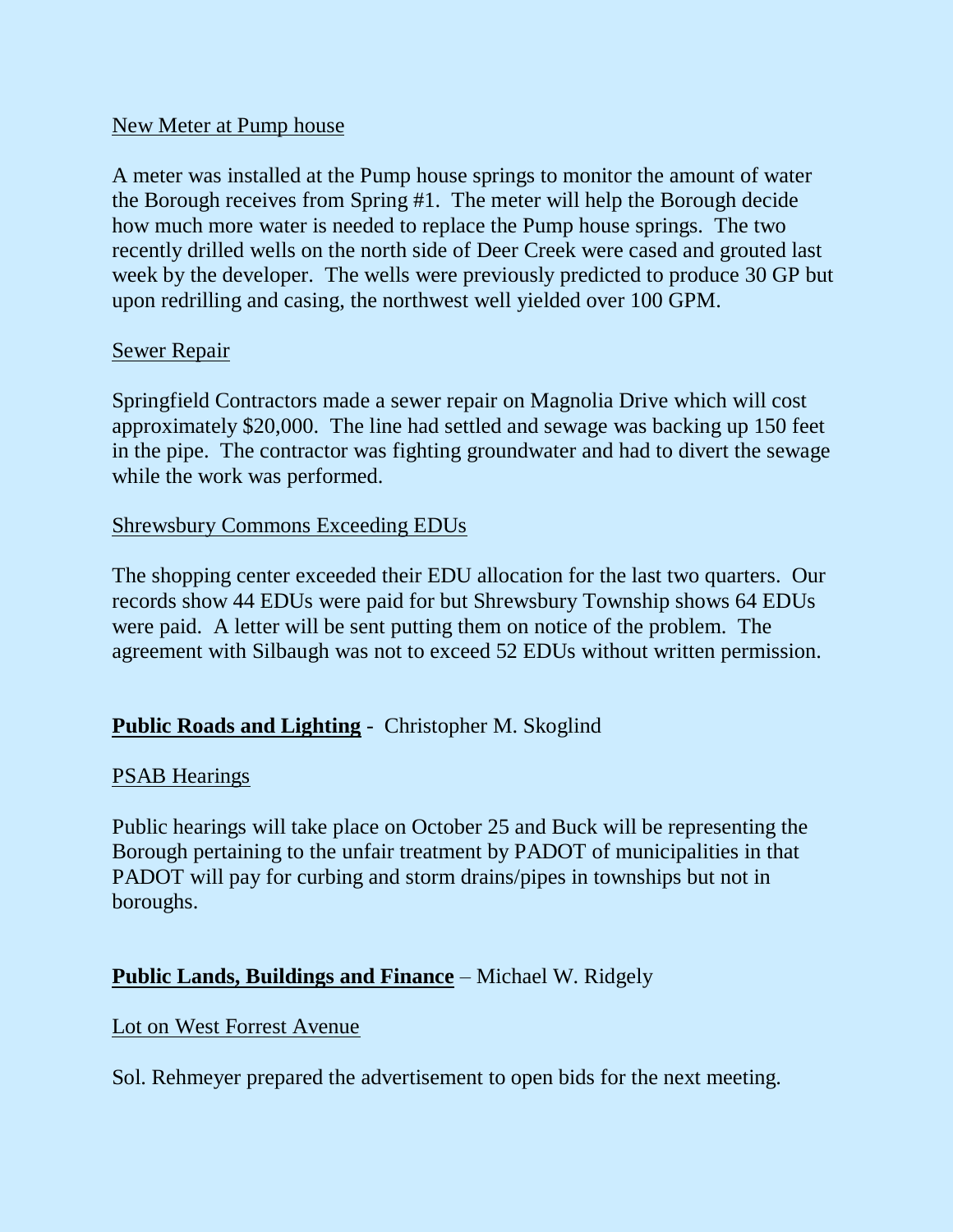New Meter at Pump house

A meter was installed at the Pump house springs to monitor the amount of water the Borough receives from Spring #1. The meter will help the Borough decide how much more water is needed to replace the Pump house springs. The two recently drilled wells on the north side of Deer Creek were cased and grouted last week by the developer. The wells were previously predicted to produce 30 GP but upon redrilling and casing, the northwest well yielded over 100 GPM.

Sewer Repair

Springfield Contractors made a sewer repair on Magnolia Drive which will cost approximately $20,000. The line had settled and sewage was backing up 150 feet in the pipe. The contractor was fighting groundwater and had to divert the sewage while the work was performed.

Shrewsbury Commons Exceeding EDUs

The shopping center exceeded their EDU allocation for the last two quarters. Our records show 44 EDUs were paid for but Shrewsbury Township shows 64 EDUs were paid. A letter will be sent putting them on notice of the problem. The agreement with Silbaugh was not to exceed 52 EDUs without written permission.

**Public Roads and Lighting** - Christopher M. Skoglind

PSAB Hearings

Public hearings will take place on October 25 and Buck will be representing the Borough pertaining to the unfair treatment by PADOT of municipalities in that PADOT will pay for curbing and storm drains/pipes in townships but not in boroughs.

**Public Lands, Buildings and Finance** – Michael W. Ridgely

Lot on West Forrest Avenue

Sol. Rehmeyer prepared the advertisement to open bids for the next meeting.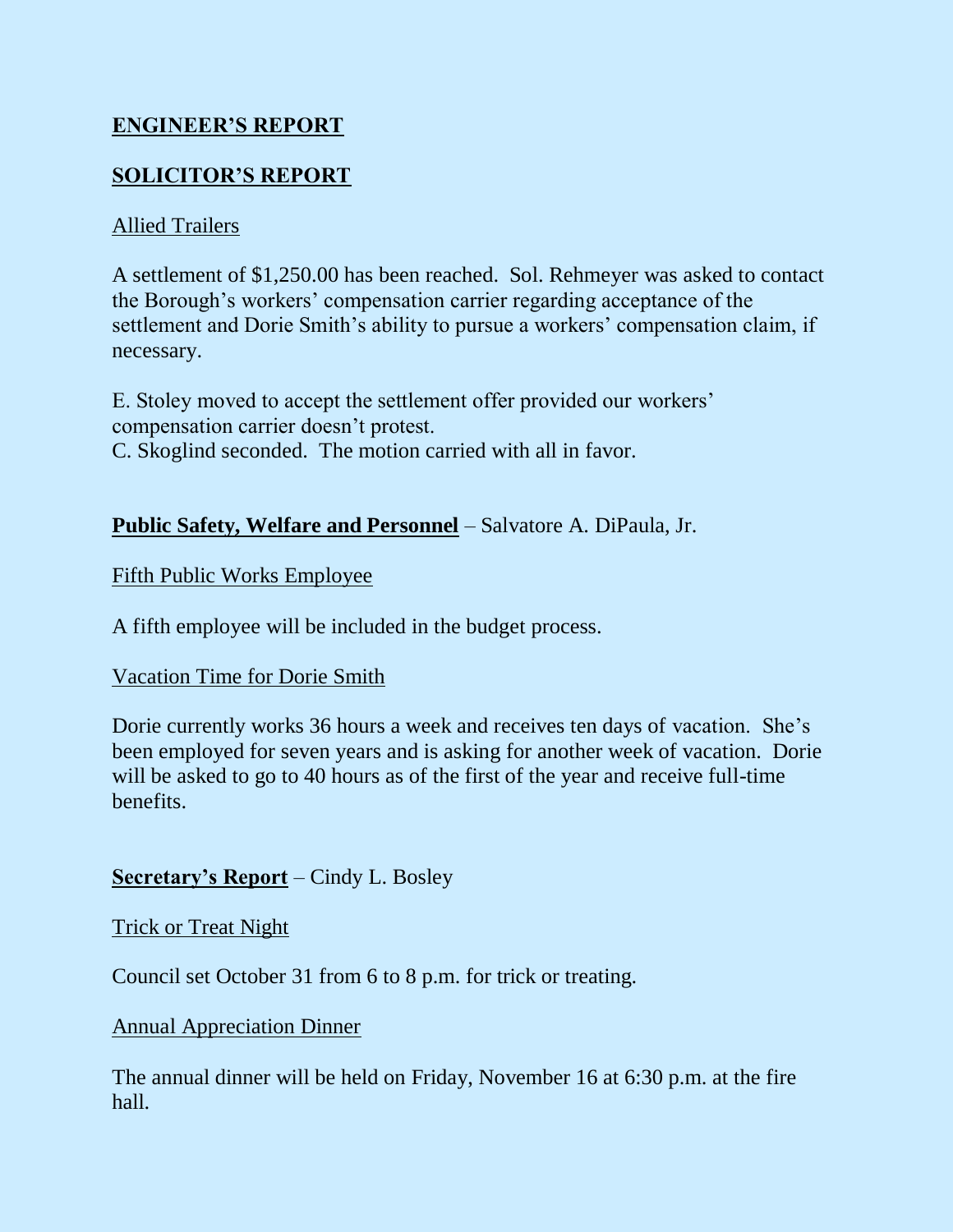## ENGINEER'S REPORT

## SOLICITOR'S REPORT

Allied Trailers

A settlement of $1,250.00 has been reached. Sol. Rehmeyer was asked to contact the Borough's workers' compensation carrier regarding acceptance of the settlement and Dorie Smith's ability to pursue a workers' compensation claim, if necessary.

E. Stoley moved to accept the settlement offer provided our workers' compensation carrier doesn't protest.
C. Skoglind seconded. The motion carried with all in favor.

**Public Safety, Welfare and Personnel** – Salvatore A. DiPaula, Jr.

Fifth Public Works Employee

A fifth employee will be included in the budget process.

Vacation Time for Dorie Smith

Dorie currently works 36 hours a week and receives ten days of vacation. She's been employed for seven years and is asking for another week of vacation. Dorie will be asked to go to 40 hours as of the first of the year and receive full-time benefits.

**Secretary's Report** – Cindy L. Bosley

Trick or Treat Night

Council set October 31 from 6 to 8 p.m. for trick or treating.

Annual Appreciation Dinner

The annual dinner will be held on Friday, November 16 at 6:30 p.m. at the fire hall.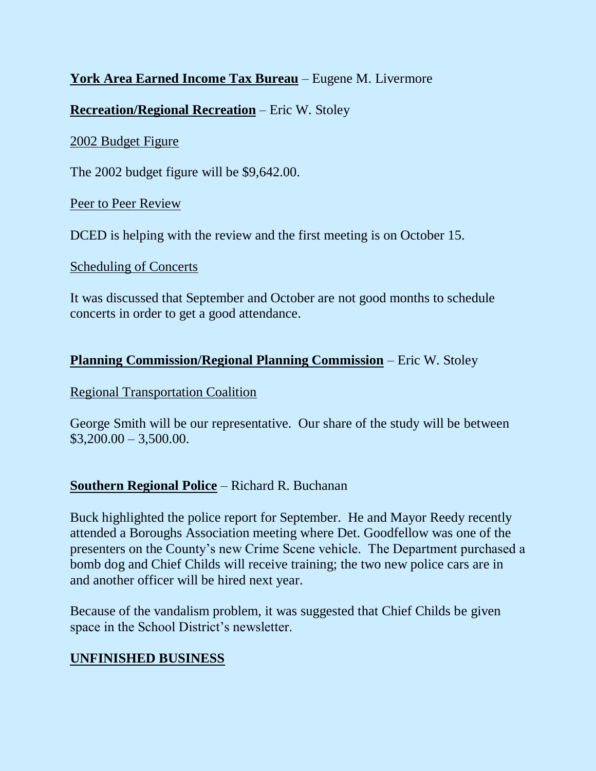**York Area Earned Income Tax Bureau** – Eugene M. Livermore

**Recreation/Regional Recreation** – Eric W. Stoley

2002 Budget Figure

The 2002 budget figure will be $9,642.00.

Peer to Peer Review

DCED is helping with the review and the first meeting is on October 15.

Scheduling of Concerts

It was discussed that September and October are not good months to schedule concerts in order to get a good attendance.

**Planning Commission/Regional Planning Commission** – Eric W. Stoley

Regional Transportation Coalition

George Smith will be our representative. Our share of the study will be between $3,200.00 – 3,500.00.

**Southern Regional Police** – Richard R. Buchanan

Buck highlighted the police report for September. He and Mayor Reedy recently attended a Boroughs Association meeting where Det. Goodfellow was one of the presenters on the County's new Crime Scene vehicle. The Department purchased a bomb dog and Chief Childs will receive training; the two new police cars are in and another officer will be hired next year.

Because of the vandalism problem, it was suggested that Chief Childs be given space in the School District's newsletter.

**UNFINISHED BUSINESS**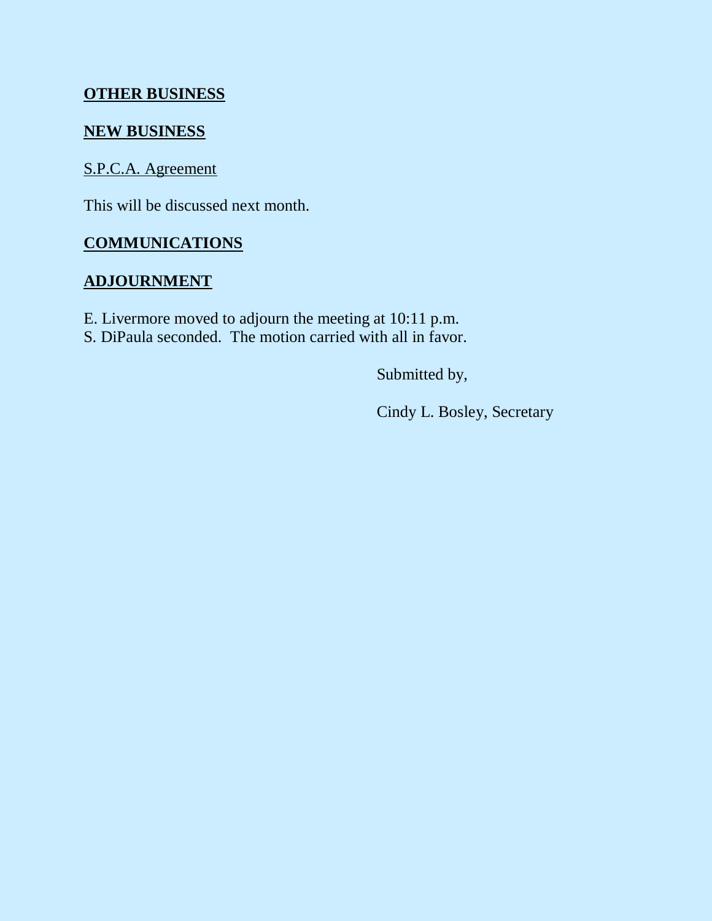**OTHER BUSINESS**

**NEW BUSINESS**

S.P.C.A. Agreement

This will be discussed next month.

**COMMUNICATIONS**

**ADJOURNMENT**

E. Livermore moved to adjourn the meeting at 10:11 p.m.
S. DiPaula seconded. The motion carried with all in favor.

Submitted by,

Cindy L. Bosley, Secretary